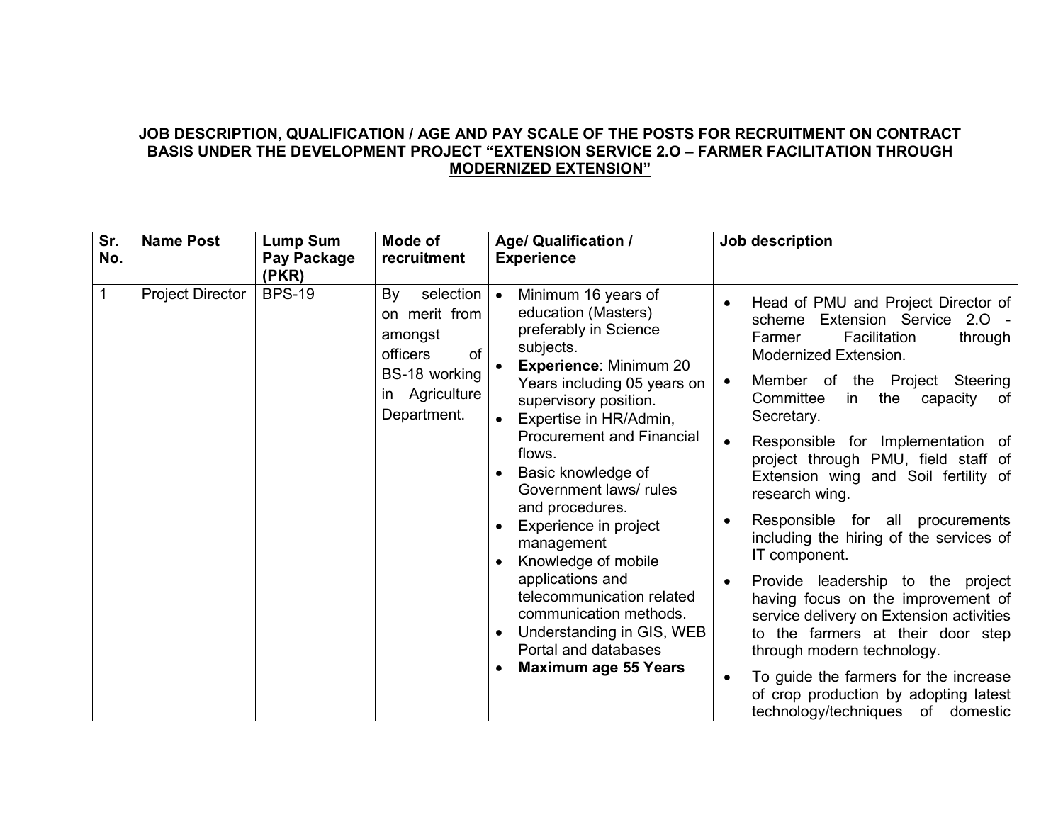**JOB DESCRIPTION, QUALIFICATION / AGE AND PAY SCALE OF THE POSTS FOR RECRUITMENT ON CONTRACT BASIS UNDER THE DEVELOPMENT PROJECT "EXTENSION SERVICE 2.O – FARMER FACILITATION THROUGH MODERNIZED EXTENSION"**

| Sr. No. | Name Post | Lump Sum Pay Package (PKR) | Mode of recruitment | Age/ Qualification / Experience | Job description |
|---|---|---|---|---|---|
| 1 | Project Director | BPS-19 | By selection on merit from amongst officers of BS-18 working in Agriculture Department. | • Minimum 16 years of education (Masters) preferably in Science subjects.<br>• **Experience**: Minimum 20 Years including 05 years on supervisory position.<br>• Expertise in HR/Admin, Procurement and Financial flows.<br>• Basic knowledge of Government laws/ rules and procedures.<br>• Experience in project management<br>• Knowledge of mobile applications and telecommunication related communication methods.<br>• Understanding in GIS, WEB Portal and databases<br>• **Maximum age 55 Years** | • Head of PMU and Project Director of scheme Extension Service 2.O - Farmer Facilitation through Modernized Extension.<br>• Member of the Project Steering Committee in the capacity of Secretary.<br>• Responsible for Implementation of project through PMU, field staff of Extension wing and Soil fertility of research wing.<br>• Responsible for all procurements including the hiring of the services of IT component.<br>• Provide leadership to the project having focus on the improvement of service delivery on Extension activities to the farmers at their door step through modern technology.<br>• To guide the farmers for the increase of crop production by adopting latest technology/techniques of domestic |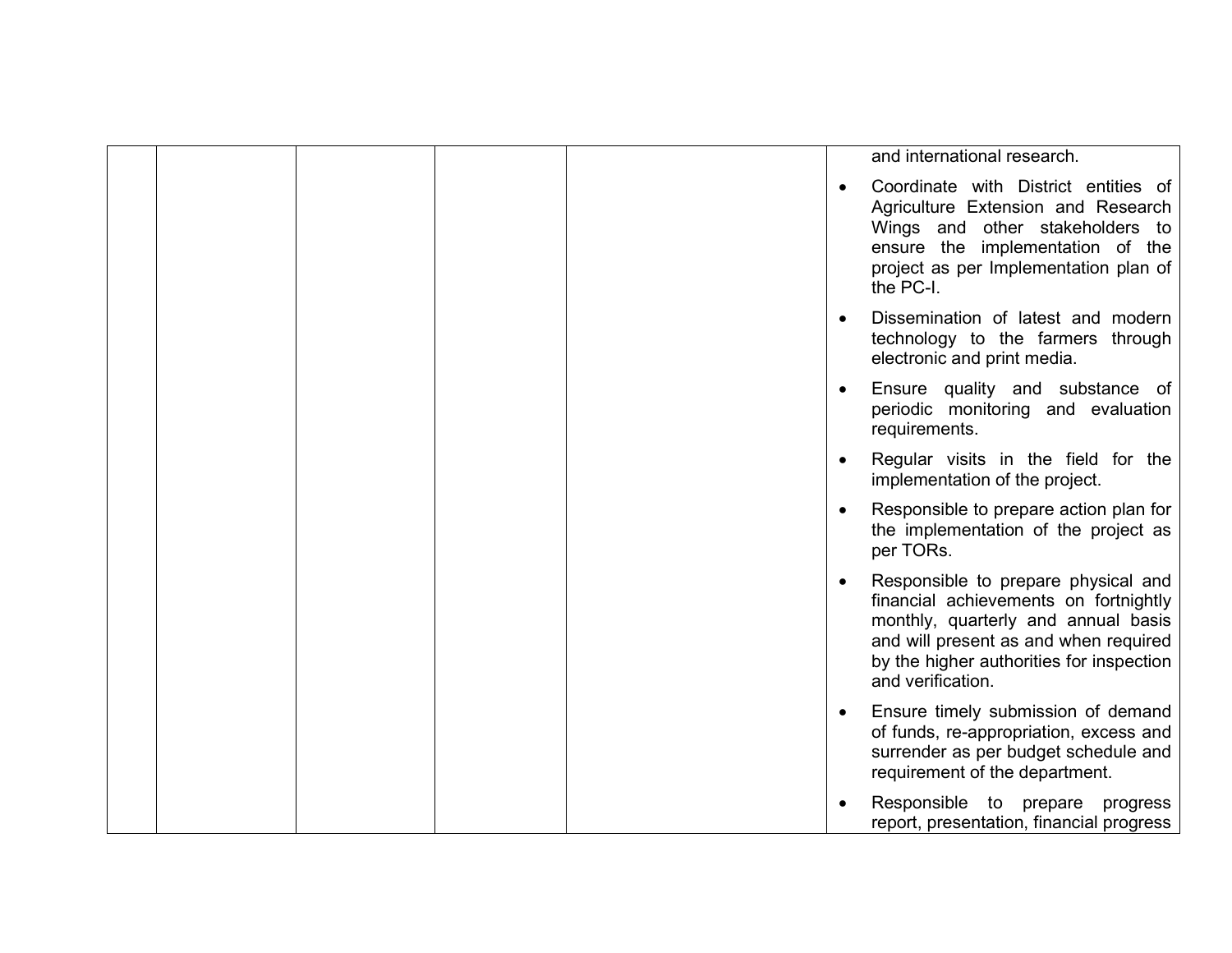|  |  |  |  |  | and international research.<br>• Coordinate with District entities of Agriculture Extension and Research Wings and other stakeholders to ensure the implementation of the project as per Implementation plan of the PC-I.<br>• Dissemination of latest and modern technology to the farmers through electronic and print media.<br>• Ensure quality and substance of periodic monitoring and evaluation requirements.<br>• Regular visits in the field for the implementation of the project.<br>• Responsible to prepare action plan for the implementation of the project as per TORs.<br>• Responsible to prepare physical and financial achievements on fortnightly monthly, quarterly and annual basis and will present as and when required by the higher authorities for inspection and verification.<br>• Ensure timely submission of demand of funds, re-appropriation, excess and surrender as per budget schedule and requirement of the department.<br>• Responsible to prepare progress report, presentation, financial progress |
|---|---|---|---|---|---|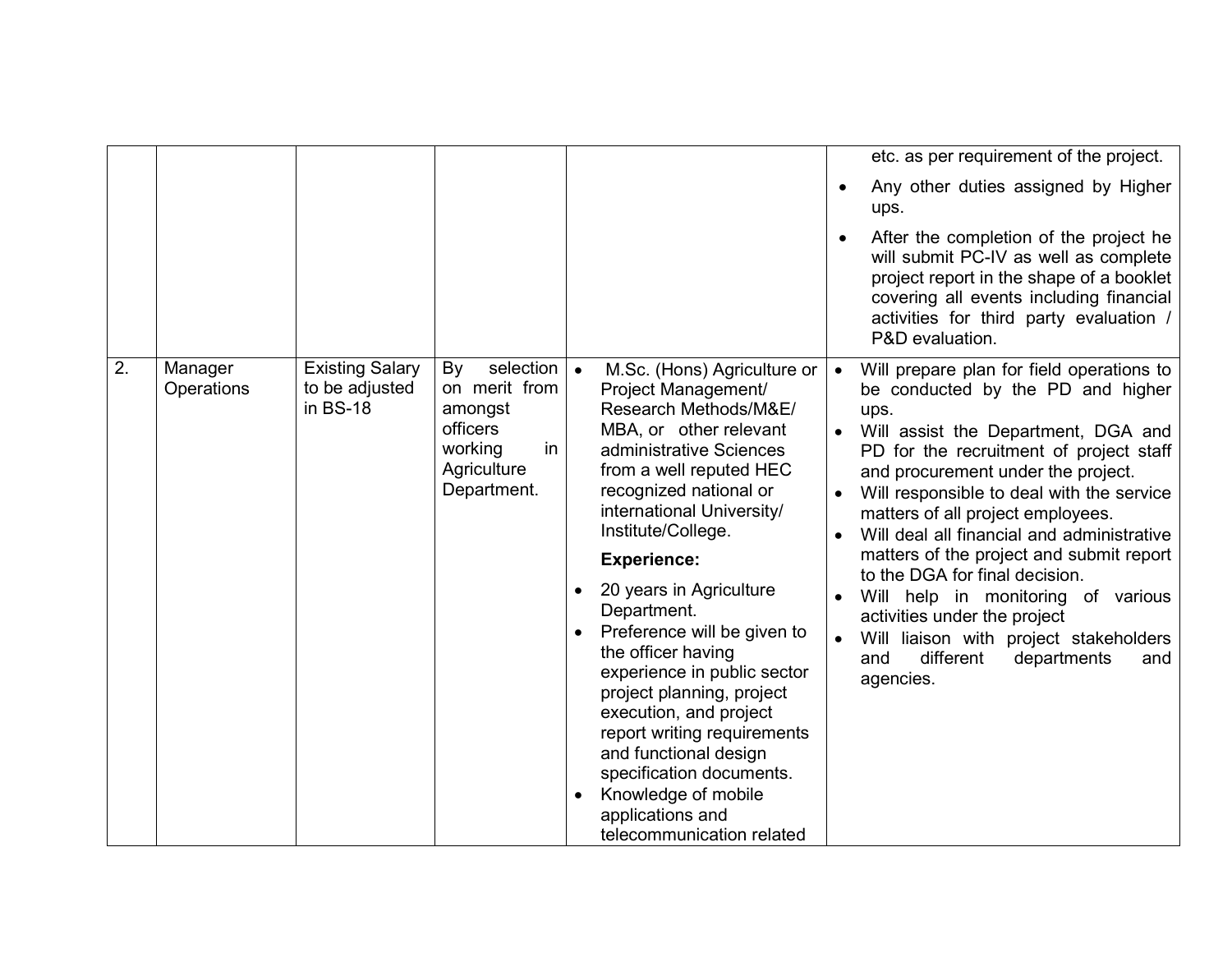| | | | | | |
|---|---|---|---|---|---|
| | | | | | etc. as per requirement of the project.<br>• Any other duties assigned by Higher ups.<br>• After the completion of the project he will submit PC-IV as well as complete project report in the shape of a booklet covering all events including financial activities for third party evaluation / P&D evaluation. |
| 2. | Manager Operations | Existing Salary to be adjusted in BS-18 | By selection on merit from amongst officers working in Agriculture Department. | • M.Sc. (Hons) Agriculture or Project Management/ Research Methods/M&E/ MBA, or other relevant administrative Sciences from a well reputed HEC recognized national or international University/ Institute/College.<br>**Experience:**<br>• 20 years in Agriculture Department.<br>• Preference will be given to the officer having experience in public sector project planning, project execution, and project report writing requirements and functional design specification documents.<br>• Knowledge of mobile applications and telecommunication related | • Will prepare plan for field operations to be conducted by the PD and higher ups.<br>• Will assist the Department, DGA and PD for the recruitment of project staff and procurement under the project.<br>• Will responsible to deal with the service matters of all project employees.<br>• Will deal all financial and administrative matters of the project and submit report to the DGA for final decision.<br>• Will help in monitoring of various activities under the project<br>• Will liaison with project stakeholders and different departments and agencies. |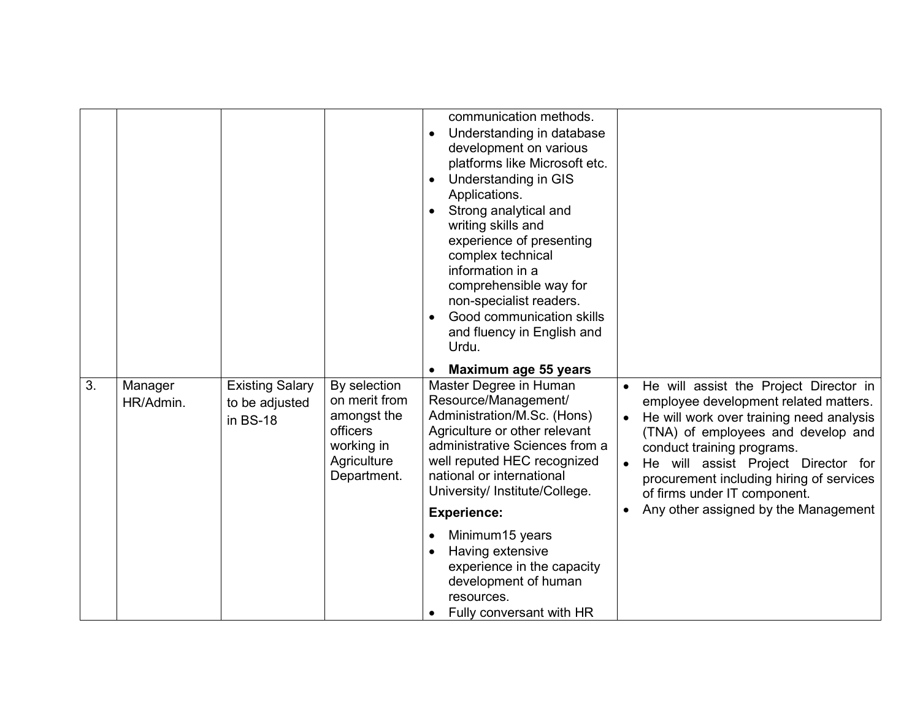| | | | | | |
|---|---|---|---|---|---|
| | | | | communication methods.<br>• Understanding in database development on various platforms like Microsoft etc.<br>• Understanding in GIS Applications.<br>• Strong analytical and writing skills and experience of presenting complex technical information in a comprehensible way for non-specialist readers.<br>• Good communication skills and fluency in English and Urdu.<br>• **Maximum age 55 years** | |
| 3. | Manager HR/Admin. | Existing Salary to be adjusted in BS-18 | By selection on merit from amongst the officers working in Agriculture Department. | Master Degree in Human Resource/Management/ Administration/M.Sc. (Hons) Agriculture or other relevant administrative Sciences from a well reputed HEC recognized national or international University/ Institute/College.<br>**Experience:**<br>• Minimum15 years<br>• Having extensive experience in the capacity development of human resources.<br>• Fully conversant with HR | • He will assist the Project Director in employee development related matters.<br>• He will work over training need analysis (TNA) of employees and develop and conduct training programs.<br>• He will assist Project Director for procurement including hiring of services of firms under IT component.<br>• Any other assigned by the Management |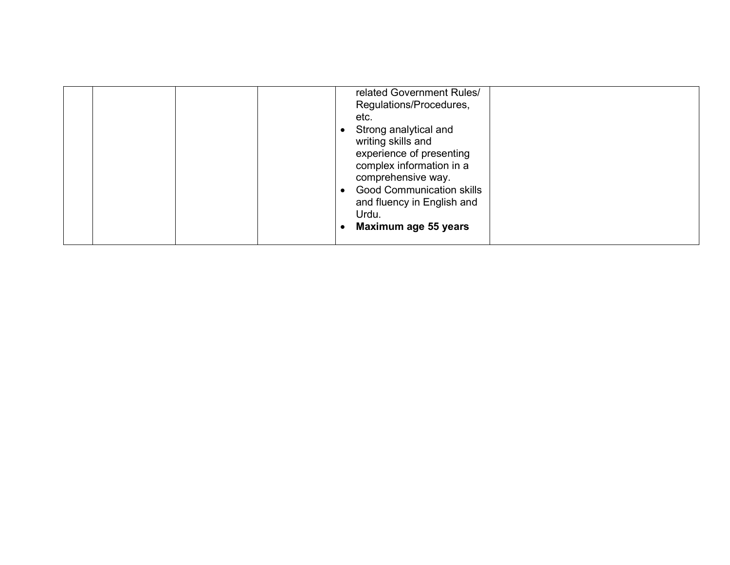| | | | | | |
|---|---|---|---|---|---|
| | | | | related Government Rules/ Regulations/Procedures, etc.<br>• Strong analytical and writing skills and experience of presenting complex information in a comprehensive way.<br>• Good Communication skills and fluency in English and Urdu.<br>• **Maximum age 55 years** | |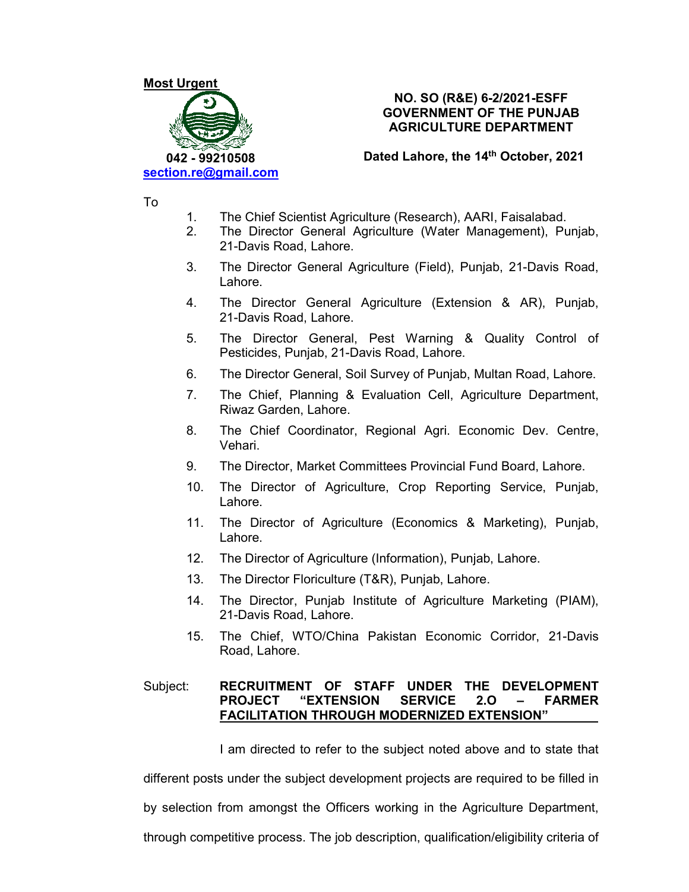**Most Urgent**

042 - 99210508
section.re@gmail.com

**NO. SO (R&E) 6-2/2021-ESFF**
**GOVERNMENT OF THE PUNJAB**
**AGRICULTURE DEPARTMENT**

**Dated Lahore, the 14th October, 2021**

To

1. The Chief Scientist Agriculture (Research), AARI, Faisalabad.
2. The Director General Agriculture (Water Management), Punjab, 21-Davis Road, Lahore.
3. The Director General Agriculture (Field), Punjab, 21-Davis Road, Lahore.
4. The Director General Agriculture (Extension & AR), Punjab, 21-Davis Road, Lahore.
5. The Director General, Pest Warning & Quality Control of Pesticides, Punjab, 21-Davis Road, Lahore.
6. The Director General, Soil Survey of Punjab, Multan Road, Lahore.
7. The Chief, Planning & Evaluation Cell, Agriculture Department, Riwaz Garden, Lahore.
8. The Chief Coordinator, Regional Agri. Economic Dev. Centre, Vehari.
9. The Director, Market Committees Provincial Fund Board, Lahore.
10. The Director of Agriculture, Crop Reporting Service, Punjab, Lahore.
11. The Director of Agriculture (Economics & Marketing), Punjab, Lahore.
12. The Director of Agriculture (Information), Punjab, Lahore.
13. The Director Floriculture (T&R), Punjab, Lahore.
14. The Director, Punjab Institute of Agriculture Marketing (PIAM), 21-Davis Road, Lahore.
15. The Chief, WTO/China Pakistan Economic Corridor, 21-Davis Road, Lahore.

Subject: **RECRUITMENT OF STAFF UNDER THE DEVELOPMENT PROJECT "EXTENSION SERVICE 2.O – FARMER FACILITATION THROUGH MODERNIZED EXTENSION"**

I am directed to refer to the subject noted above and to state that different posts under the subject development projects are required to be filled in by selection from amongst the Officers working in the Agriculture Department, through competitive process. The job description, qualification/eligibility criteria of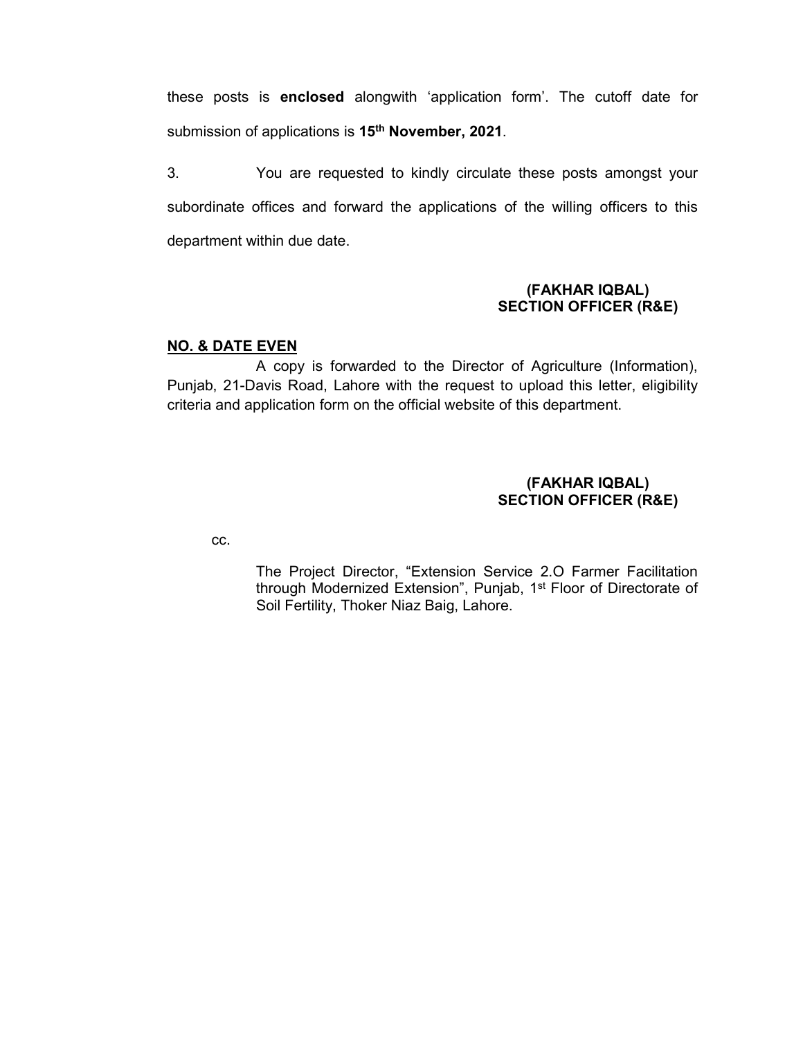these posts is **enclosed** alongwith 'application form'. The cutoff date for submission of applications is **15th November, 2021**.

3. You are requested to kindly circulate these posts amongst your subordinate offices and forward the applications of the willing officers to this department within due date.

**(FAKHAR IQBAL)**
**SECTION OFFICER (R&E)**

**<u>NO. & DATE EVEN</u>**

A copy is forwarded to the Director of Agriculture (Information), Punjab, 21-Davis Road, Lahore with the request to upload this letter, eligibility criteria and application form on the official website of this department.

**(FAKHAR IQBAL)**
**SECTION OFFICER (R&E)**

cc.

The Project Director, "Extension Service 2.O Farmer Facilitation through Modernized Extension", Punjab, 1st Floor of Directorate of Soil Fertility, Thoker Niaz Baig, Lahore.